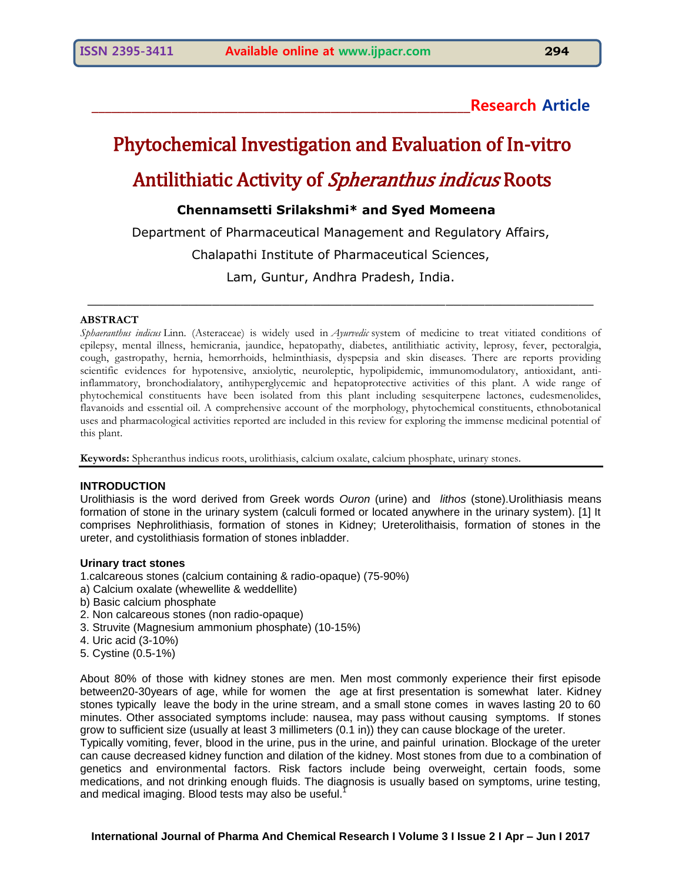**Research Article**

# Phytochemical Investigation and Evaluation of In-vitro Antilithiatic Activity of *Spheranthus indicus* Roots

**Chennamsetti Srilakshmi* and Syed Momeena**

Department of Pharmaceutical Management and Regulatory Affairs,

Chalapathi Institute of Pharmaceutical Sciences,

Lam, Guntur, Andhra Pradesh, India.

## ABSTRACT

*Sphaeranthus indicus* Linn. (Asteraceae) is widely used in *Ayurvedic* system of medicine to treat vitiated conditions of epilepsy, mental illness, hemicrania, jaundice, hepatopathy, diabetes, antilithiatic activity, leprosy, fever, pectoralgia, cough, gastropathy, hernia, hemorrhoids, helminthiasis, dyspepsia and skin diseases. There are reports providing scientific evidences for hypotensive, anxiolytic, neuroleptic, hypolipidemic, immunomodulatory, antioxidant, anti-inflammatory, bronchodialatory, antihyperglycemic and hepatoprotective activities of this plant. A wide range of phytochemical constituents have been isolated from this plant including sesquiterpene lactones, eudesmenolides, flavanoids and essential oil. A comprehensive account of the morphology, phytochemical constituents, ethnobotanical uses and pharmacological activities reported are included in this review for exploring the immense medicinal potential of this plant.

**Keywords:** Spheranthus indicus roots, urolithiasis, calcium oxalate, calcium phosphate, urinary stones.

## INTRODUCTION

Urolithiasis is the word derived from Greek words *Ouron* (urine) and *lithos* (stone).Urolithiasis means formation of stone in the urinary system (calculi formed or located anywhere in the urinary system). [1] It comprises Nephrolithiasis, formation of stones in Kidney; Ureterolithaisis, formation of stones in the ureter, and cystolithiasis formation of stones inbladder.

### Urinary tract stones

1.calcareous stones (calcium containing & radio-opaque) (75-90%)
a) Calcium oxalate (whewellite & weddellite)
b) Basic calcium phosphate
2. Non calcareous stones (non radio-opaque)
3. Struvite (Magnesium ammonium phosphate) (10-15%)
4. Uric acid (3-10%)
5. Cystine (0.5-1%)

About 80% of those with kidney stones are men. Men most commonly experience their first episode between20-30years of age, while for women the age at first presentation is somewhat later. Kidney stones typically leave the body in the urine stream, and a small stone comes in waves lasting 20 to 60 minutes. Other associated symptoms include: nausea, may pass without causing symptoms. If stones grow to sufficient size (usually at least 3 millimeters (0.1 in)) they can cause blockage of the ureter.
Typically vomiting, fever, blood in the urine, pus in the urine, and painful urination. Blockage of the ureter can cause decreased kidney function and dilation of the kidney. Most stones from due to a combination of genetics and environmental factors. Risk factors include being overweight, certain foods, some medications, and not drinking enough fluids. The diagnosis is usually based on symptoms, urine testing, and medical imaging. Blood tests may also be useful.[1]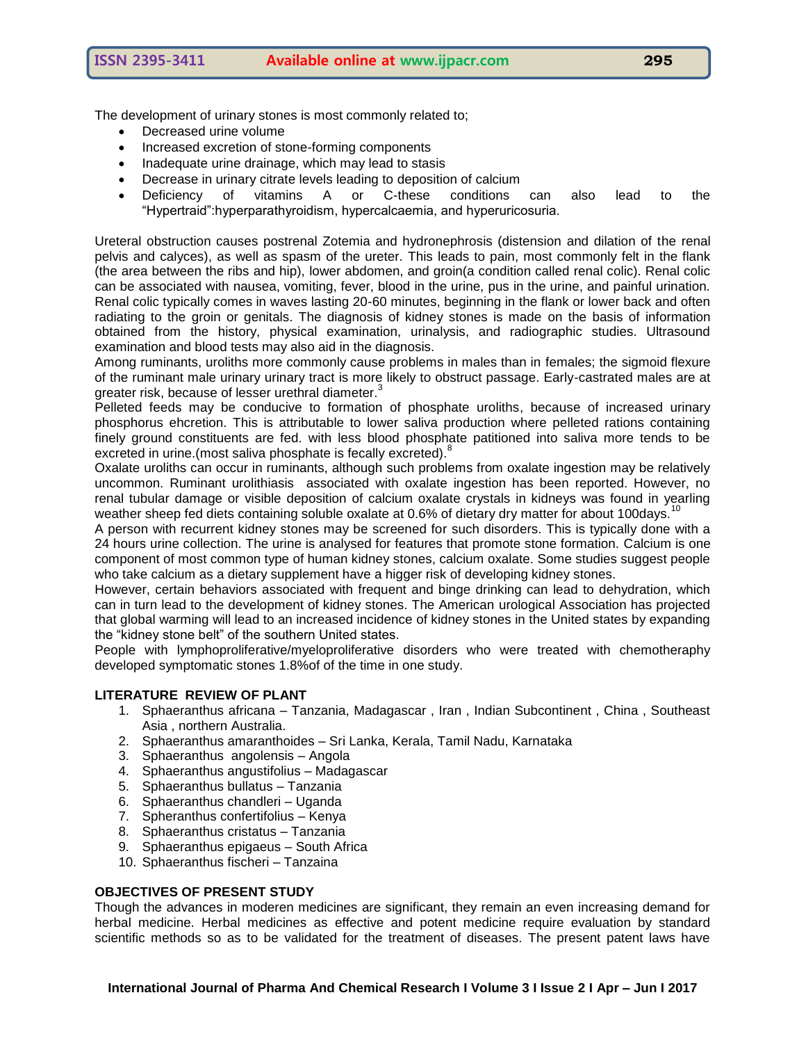The development of urinary stones is most commonly related to;

- Decreased urine volume
- Increased excretion of stone-forming components
- Inadequate urine drainage, which may lead to stasis
- Decrease in urinary citrate levels leading to deposition of calcium
- Deficiency of vitamins A or C-these conditions can also lead to the "Hypertraid":hyperparathyroidism, hypercalcaemia, and hyperuricosuria.

Ureteral obstruction causes postrenal Zotemia and hydronephrosis (distension and dilation of the renal pelvis and calyces), as well as spasm of the ureter. This leads to pain, most commonly felt in the flank (the area between the ribs and hip), lower abdomen, and groin(a condition called renal colic). Renal colic can be associated with nausea, vomiting, fever, blood in the urine, pus in the urine, and painful urination. Renal colic typically comes in waves lasting 20-60 minutes, beginning in the flank or lower back and often radiating to the groin or genitals. The diagnosis of kidney stones is made on the basis of information obtained from the history, physical examination, urinalysis, and radiographic studies. Ultrasound examination and blood tests may also aid in the diagnosis.

Among ruminants, uroliths more commonly cause problems in males than in females; the sigmoid flexure of the ruminant male urinary urinary tract is more likely to obstruct passage. Early-castrated males are at greater risk, because of lesser urethral diameter.[3]

Pelleted feeds may be conducive to formation of phosphate uroliths, because of increased urinary phosphorus ehcretion. This is attributable to lower saliva production where pelleted rations containing finely ground constituents are fed. with less blood phosphate patitioned into saliva more tends to be excreted in urine.(most saliva phosphate is fecally excreted).[8]

Oxalate uroliths can occur in ruminants, although such problems from oxalate ingestion may be relatively uncommon. Ruminant urolithiasis associated with oxalate ingestion has been reported. However, no renal tubular damage or visible deposition of calcium oxalate crystals in kidneys was found in yearling weather sheep fed diets containing soluble oxalate at 0.6% of dietary dry matter for about 100days.[10]

A person with recurrent kidney stones may be screened for such disorders. This is typically done with a 24 hours urine collection. The urine is analysed for features that promote stone formation. Calcium is one component of most common type of human kidney stones, calcium oxalate. Some studies suggest people who take calcium as a dietary supplement have a higger risk of developing kidney stones.

However, certain behaviors associated with frequent and binge drinking can lead to dehydration, which can in turn lead to the development of kidney stones. The American urological Association has projected that global warming will lead to an increased incidence of kidney stones in the United states by expanding the "kidney stone belt" of the southern United states.

People with lymphoproliferative/myeloproliferative disorders who were treated with chemotheraphy developed symptomatic stones 1.8%of of the time in one study.

## LITERATURE REVIEW OF PLANT

1. Sphaeranthus africana – Tanzania, Madagascar , Iran , Indian Subcontinent , China , Southeast Asia , northern Australia.
2. Sphaeranthus amaranthoides – Sri Lanka, Kerala, Tamil Nadu, Karnataka
3. Sphaeranthus angolensis – Angola
4. Sphaeranthus angustifolius – Madagascar
5. Sphaeranthus bullatus – Tanzania
6. Sphaeranthus chandleri – Uganda
7. Spheranthus confertifolius – Kenya
8. Sphaeranthus cristatus – Tanzania
9. Sphaeranthus epigaeus – South Africa
10. Sphaeranthus fischeri – Tanzaina

## OBJECTIVES OF PRESENT STUDY

Though the advances in moderen medicines are significant, they remain an even increasing demand for herbal medicine. Herbal medicines as effective and potent medicine require evaluation by standard scientific methods so as to be validated for the treatment of diseases. The present patent laws have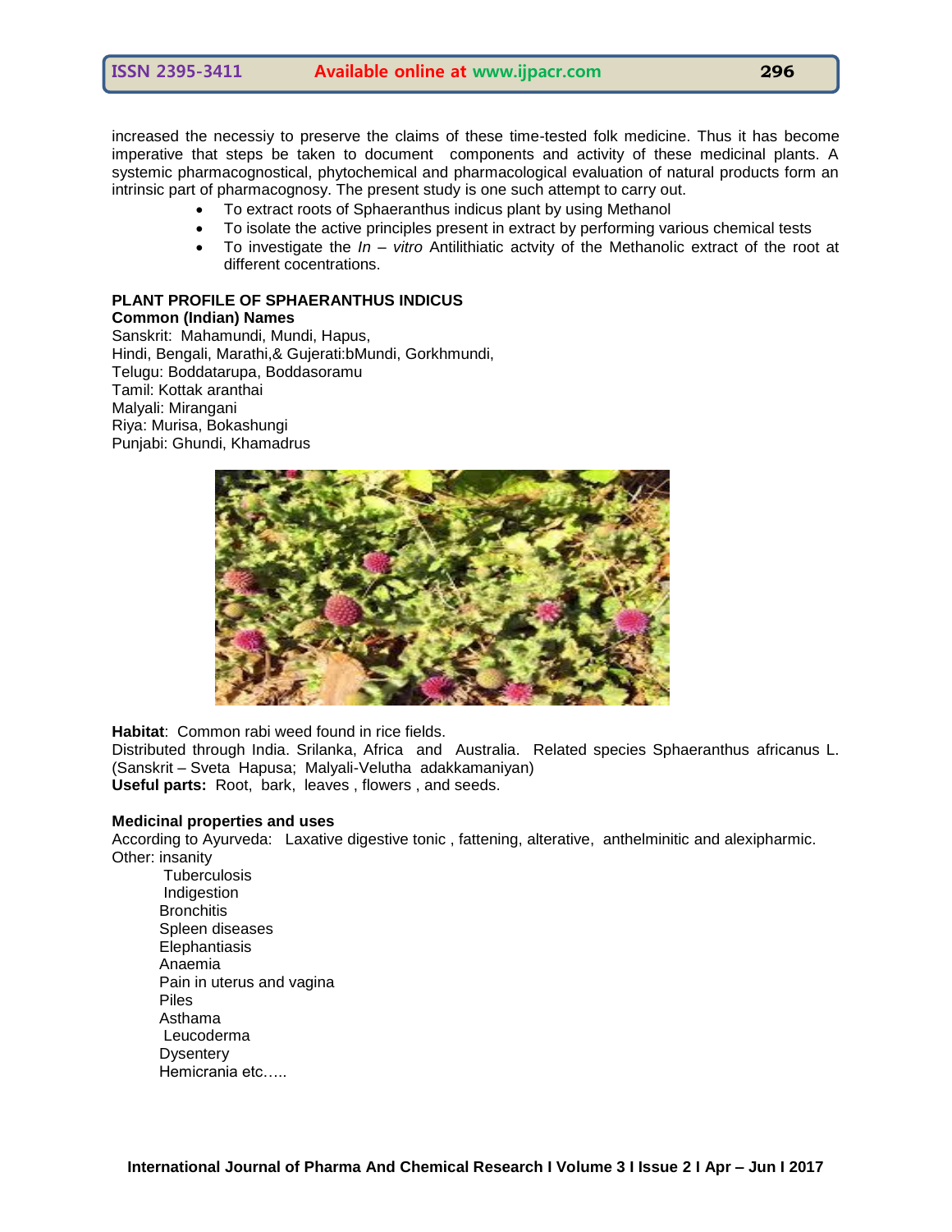increased the necessiy to preserve the claims of these time-tested folk medicine. Thus it has become imperative that steps be taken to document components and activity of these medicinal plants. A systemic pharmacognostical, phytochemical and pharmacological evaluation of natural products form an intrinsic part of pharmacognosy. The present study is one such attempt to carry out.

- To extract roots of Sphaeranthus indicus plant by using Methanol
- To isolate the active principles present in extract by performing various chemical tests
- To investigate the *In – vitro* Antilithiatic actvity of the Methanolic extract of the root at different cocentrations.

**PLANT PROFILE OF SPHAERANTHUS INDICUS**

**Common (Indian) Names**

Sanskrit: Mahamundi, Mundi, Hapus,
Hindi, Bengali, Marathi,& Gujerati:bMundi, Gorkhmundi,
Telugu: Boddatarupa, Boddasoramu
Tamil: Kottak aranthai
Malyali: Mirangani
Riya: Murisa, Bokashungi
Punjabi: Ghundi, Khamadrus

**Habitat**: Common rabi weed found in rice fields.
Distributed through India. Srilanka, Africa and Australia. Related species Sphaeranthus africanus L. (Sanskrit – Sveta Hapusa; Malyali-Velutha adakkamaniyan)
**Useful parts:** Root, bark, leaves , flowers , and seeds.

**Medicinal properties and uses**

According to Ayurveda: Laxative digestive tonic , fattening, alterative, anthelminitic and alexipharmic.
Other: insanity

Tuberculosis
Indigestion
Bronchitis
Spleen diseases
Elephantiasis
Anaemia
Pain in uterus and vagina
Piles
Asthama
Leucoderma
Dysentery
Hemicrania etc…..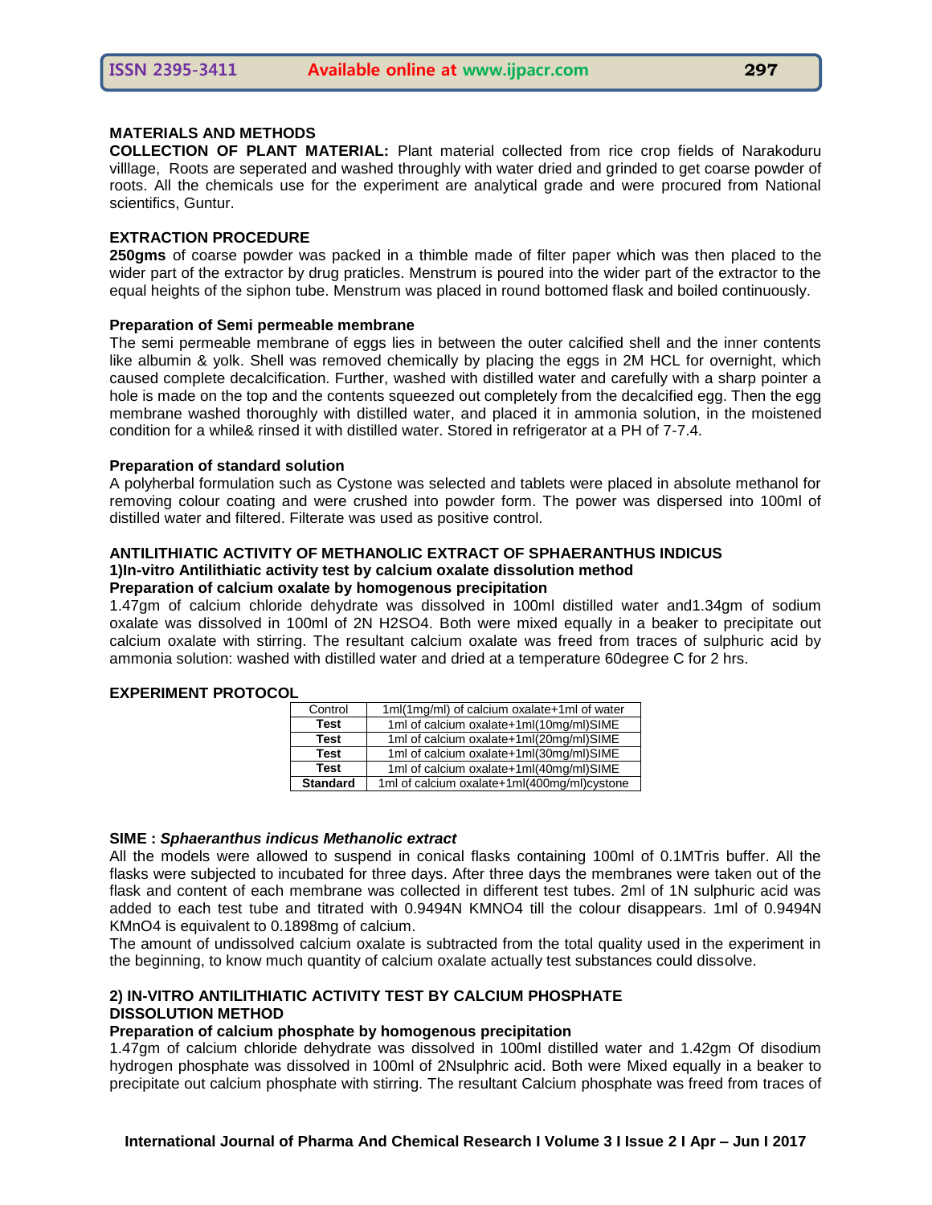## MATERIALS AND METHODS

**COLLECTION OF PLANT MATERIAL:** Plant material collected from rice crop fields of Narakoduru villlage, Roots are seperated and washed throughly with water dried and grinded to get coarse powder of roots. All the chemicals use for the experiment are analytical grade and were procured from National scientifics, Guntur.

## EXTRACTION PROCEDURE

**250gms** of coarse powder was packed in a thimble made of filter paper which was then placed to the wider part of the extractor by drug praticles. Menstrum is poured into the wider part of the extractor to the equal heights of the siphon tube. Menstrum was placed in round bottomed flask and boiled continuously.

### Preparation of Semi permeable membrane

The semi permeable membrane of eggs lies in between the outer calcified shell and the inner contents like albumin & yolk. Shell was removed chemically by placing the eggs in 2M HCL for overnight, which caused complete decalcification. Further, washed with distilled water and carefully with a sharp pointer a hole is made on the top and the contents squeezed out completely from the decalcified egg. Then the egg membrane washed thoroughly with distilled water, and placed it in ammonia solution, in the moistened condition for a while& rinsed it with distilled water. Stored in refrigerator at a PH of 7-7.4.

### Preparation of standard solution

A polyherbal formulation such as Cystone was selected and tablets were placed in absolute methanol for removing colour coating and were crushed into powder form. The power was dispersed into 100ml of distilled water and filtered. Filterate was used as positive control.

## ANTILITHIATIC ACTIVITY OF METHANOLIC EXTRACT OF SPHAERANTHUS INDICUS

### 1)In-vitro Antilithiatic activity test by calcium oxalate dissolution method

**Preparation of calcium oxalate by homogenous precipitation**

1.47gm of calcium chloride dehydrate was dissolved in 100ml distilled water and1.34gm of sodium oxalate was dissolved in 100ml of 2N $H_2SO_4$. Both were mixed equally in a beaker to precipitate out calcium oxalate with stirring. The resultant calcium oxalate was freed from traces of sulphuric acid by ammonia solution: washed with distilled water and dried at a temperature 60degree C for 2 hrs.

## EXPERIMENT PROTOCOL

| Control | 1ml(1mg/ml) of calcium oxalate+1ml of water |
|---|---|
| **Test** | 1ml of calcium oxalate+1ml(10mg/ml)SIME |
| **Test** | 1ml of calcium oxalate+1ml(20mg/ml)SIME |
| **Test** | 1ml of calcium oxalate+1ml(30mg/ml)SIME |
| **Test** | 1ml of calcium oxalate+1ml(40mg/ml)SIME |
| **Standard** | 1ml of calcium oxalate+1ml(400mg/ml)cystone |

**SIME :** ***Sphaeranthus indicus Methanolic extract***

All the models were allowed to suspend in conical flasks containing 100ml of 0.1MTris buffer. All the flasks were subjected to incubated for three days. After three days the membranes were taken out of the flask and content of each membrane was collected in different test tubes. 2ml of 1N sulphuric acid was added to each test tube and titrated with 0.9494N $KMNO_4$ till the colour disappears. 1ml of 0.9494N $KMnO_4$ is equivalent to 0.1898mg of calcium.

The amount of undissolved calcium oxalate is subtracted from the total quality used in the experiment in the beginning, to know much quantity of calcium oxalate actually test substances could dissolve.

### 2) IN-VITRO ANTILITHIATIC ACTIVITY TEST BY CALCIUM PHOSPHATE DISSOLUTION METHOD

**Preparation of calcium phosphate by homogenous precipitation**

1.47gm of calcium chloride dehydrate was dissolved in 100ml distilled water and 1.42gm Of disodium hydrogen phosphate was dissolved in 100ml of 2Nsulphric acid. Both were Mixed equally in a beaker to precipitate out calcium phosphate with stirring. The resultant Calcium phosphate was freed from traces of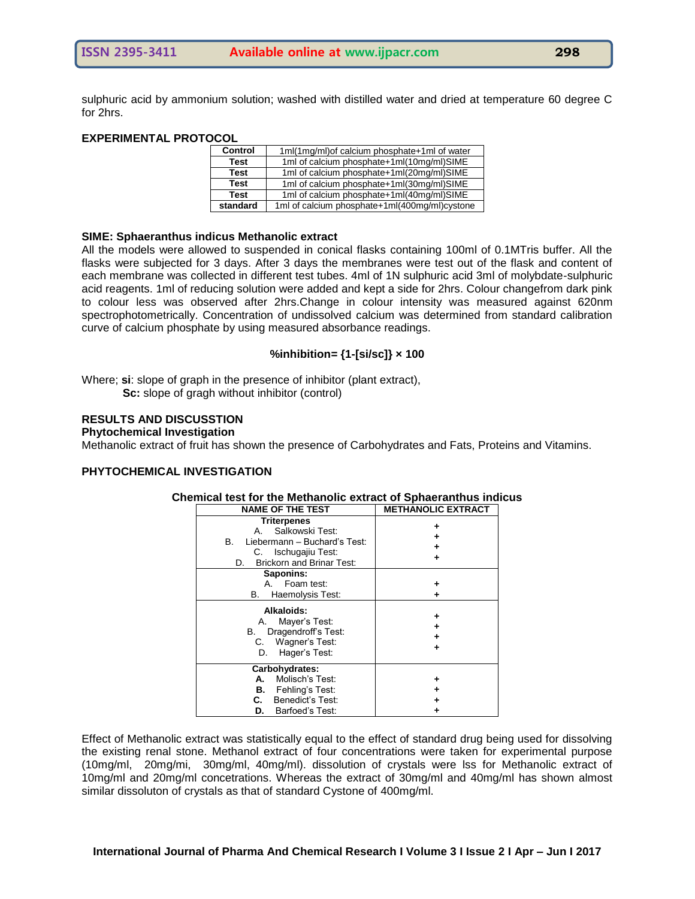sulphuric acid by ammonium solution; washed with distilled water and dried at temperature 60 degree C for 2hrs.

## EXPERIMENTAL PROTOCOL

| Control | 1ml(1mg/ml)of calcium phosphate+1ml of water |
|---|---|
| Test | 1ml of calcium phosphate+1ml(10mg/ml)SIME |
| Test | 1ml of calcium phosphate+1ml(20mg/ml)SIME |
| Test | 1ml of calcium phosphate+1ml(30mg/ml)SIME |
| Test | 1ml of calcium phosphate+1ml(40mg/ml)SIME |
| standard | 1ml of calcium phosphate+1ml(400mg/ml)cystone |

**SIME: Sphaeranthus indicus Methanolic extract**

All the models were allowed to suspended in conical flasks containing 100ml of 0.1MTris buffer. All the flasks were subjected for 3 days. After 3 days the membranes were test out of the flask and content of each membrane was collected in different test tubes. 4ml of 1N sulphuric acid 3ml of molybdate-sulphuric acid reagents. 1ml of reducing solution were added and kept a side for 2hrs. Colour changefrom dark pink to colour less was observed after 2hrs.Change in colour intensity was measured against 620nm spectrophotometrically. Concentration of undissolved calcium was determined from standard calibration curve of calcium phosphate by using measured absorbance readings.

$$\%inhibition= \{1-[si/sc]\} \times 100$$

Where; **si**: slope of graph in the presence of inhibitor (plant extract),
**Sc:** slope of gragh without inhibitor (control)

## RESULTS AND DISCUSSTION

### Phytochemical Investigation

Methanolic extract of fruit has shown the presence of Carbohydrates and Fats, Proteins and Vitamins.

## PHYTOCHEMICAL INVESTIGATION

**Chemical test for the Methanolic extract of Sphaeranthus indicus**

| NAME OF THE TEST | METHANOLIC EXTRACT |
|---|---|
| **Triterpenes** | |
| A. Salkowski Test: | + |
| B. Liebermann – Buchard's Test: | + |
| C. Ischugajiu Test: | + |
| D. Brickorn and Brinar Test: | + |
| **Saponins:** | |
| A. Foam test: | + |
| B. Haemolysis Test: | + |
| **Alkaloids:** | |
| A. Mayer's Test: | + |
| B. Dragendroff's Test: | + |
| C. Wagner's Test: | + |
| D. Hager's Test: | + |
| **Carbohydrates:** | |
| **A.** Molisch's Test: | + |
| **B.** Fehling's Test: | + |
| **C.** Benedict's Test: | + |
| **D.** Barfoed's Test: | + |

Effect of Methanolic extract was statistically equal to the effect of standard drug being used for dissolving the existing renal stone. Methanol extract of four concentrations were taken for experimental purpose (10mg/ml, 20mg/mi, 30mg/ml, 40mg/ml). dissolution of crystals were lss for Methanolic extract of 10mg/ml and 20mg/ml concetrations. Whereas the extract of 30mg/ml and 40mg/ml has shown almost similar dissoluton of crystals as that of standard Cystone of 400mg/ml.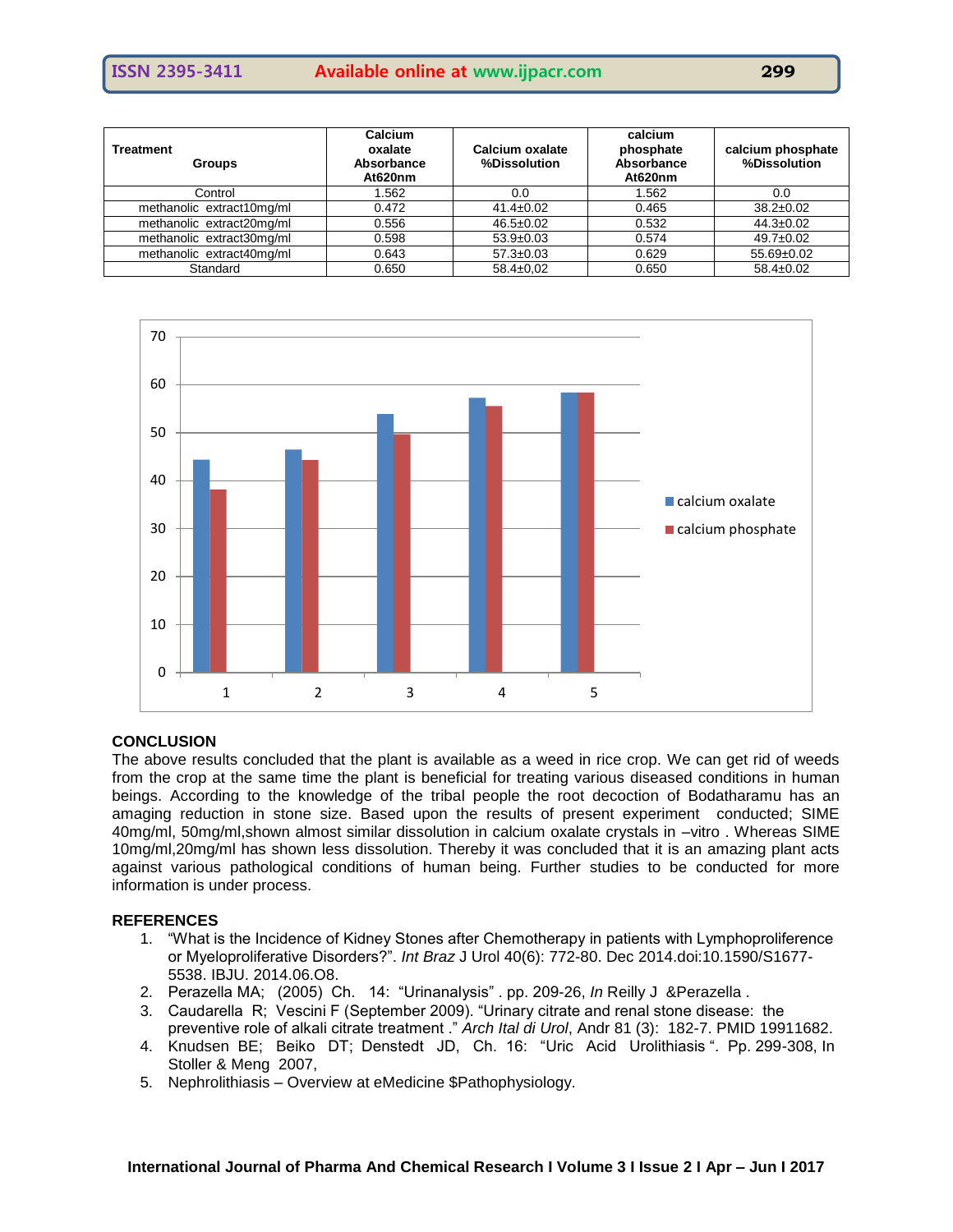| Treatment Groups | Calcium oxalate Absorbance At620nm | Calcium oxalate %Dissolution | calcium phosphate Absorbance At620nm | calcium phosphate %Dissolution |
|---|---|---|---|---|
| Control | 1.562 | 0.0 | 1.562 | 0.0 |
| methanolic extract10mg/ml | 0.472 | 41.4±0.02 | 0.465 | 38.2±0.02 |
| methanolic extract20mg/ml | 0.556 | 46.5±0.02 | 0.532 | 44.3±0.02 |
| methanolic extract30mg/ml | 0.598 | 53.9±0.03 | 0.574 | 49.7±0.02 |
| methanolic extract40mg/ml | 0.643 | 57.3±0.03 | 0.629 | 55.69±0.02 |
| Standard | 0.650 | 58.4±0,02 | 0.650 | 58.4±0.02 |

## CONCLUSION

The above results concluded that the plant is available as a weed in rice crop. We can get rid of weeds from the crop at the same time the plant is beneficial for treating various diseased conditions in human beings. According to the knowledge of the tribal people the root decoction of Bodatharamu has an amaging reduction in stone size. Based upon the results of present experiment conducted; SIME 40mg/ml, 50mg/ml,shown almost similar dissolution in calcium oxalate crystals in –vitro . Whereas SIME 10mg/ml,20mg/ml has shown less dissolution. Thereby it was concluded that it is an amazing plant acts against various pathological conditions of human being. Further studies to be conducted for more information is under process.

## REFERENCES

1. "What is the Incidence of Kidney Stones after Chemotherapy in patients with Lymphoproliference or Myeloproliferative Disorders?". *Int Braz* J Urol 40(6): 772-80. Dec 2014.doi:10.1590/S1677-5538. IBJU. 2014.06.O8.
2. Perazella MA; (2005) Ch. 14: "Urinanalysis" . pp. 209-26, *In* Reilly J &Perazella .
3. Caudarella R; Vescini F (September 2009). "Urinary citrate and renal stone disease: the preventive role of alkali citrate treatment ." *Arch Ital di Urol*, Andr 81 (3): 182-7. PMID 19911682.
4. Knudsen BE; Beiko DT; Denstedt JD, Ch. 16: "Uric Acid Urolithiasis ". Pp. 299-308, In Stoller & Meng 2007,
5. Nephrolithiasis – Overview at eMedicine $Pathophysiology.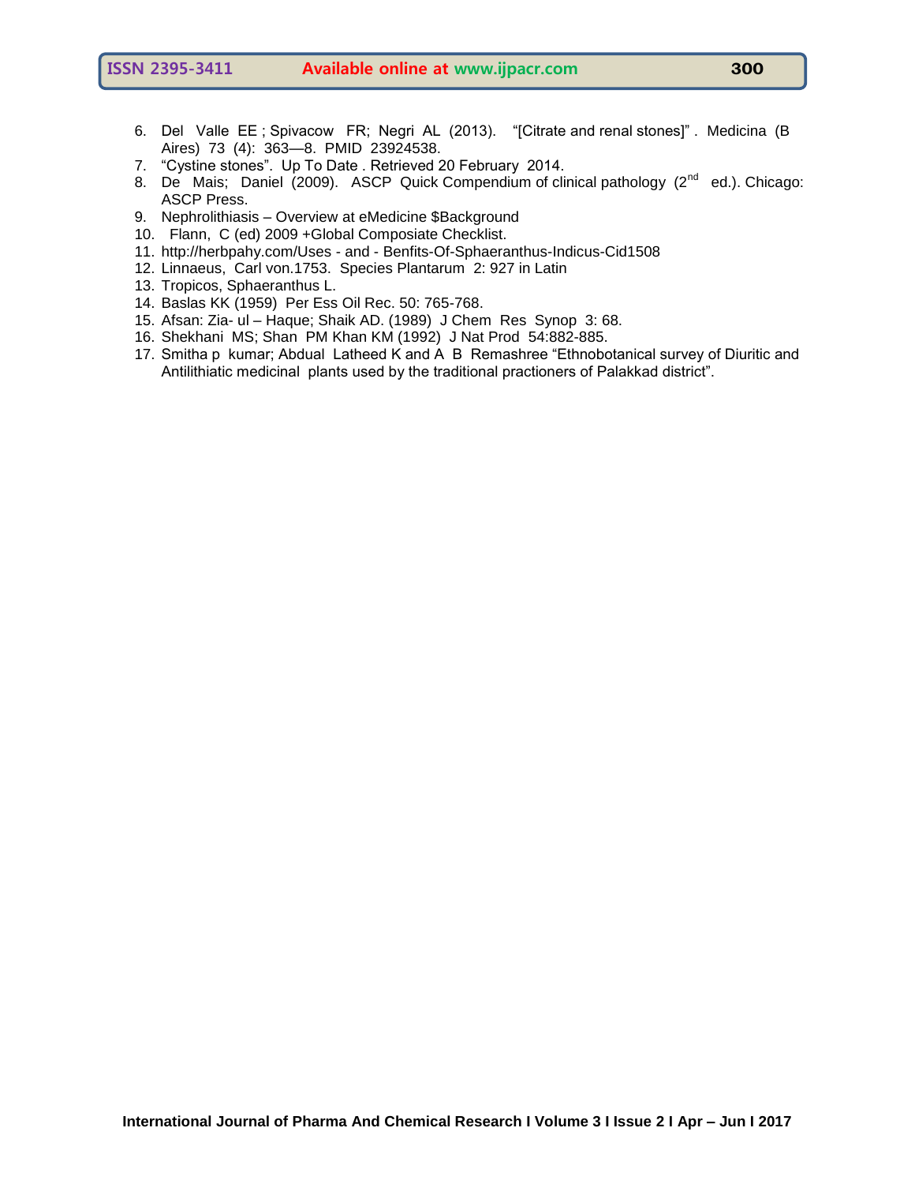6. Del Valle EE ; Spivacow FR; Negri AL (2013). "[Citrate and renal stones]" . Medicina (B Aires) 73 (4): 363—8. PMID 23924538.
7. "Cystine stones". Up To Date . Retrieved 20 February 2014.
8. De Mais; Daniel (2009). ASCP Quick Compendium of clinical pathology (2nd ed.). Chicago: ASCP Press.
9. Nephrolithiasis – Overview at eMedicine $Background
10. Flann, C (ed) 2009 +Global Composiate Checklist.
11. http://herbpahy.com/Uses - and - Benfits-Of-Sphaeranthus-Indicus-Cid1508
12. Linnaeus, Carl von.1753. Species Plantarum 2: 927 in Latin
13. Tropicos, Sphaeranthus L.
14. Baslas KK (1959) Per Ess Oil Rec. 50: 765-768.
15. Afsan: Zia- ul – Haque; Shaik AD. (1989) J Chem Res Synop 3: 68.
16. Shekhani MS; Shan PM Khan KM (1992) J Nat Prod 54:882-885.
17. Smitha p kumar; Abdual Latheed K and A B Remashree "Ethnobotanical survey of Diuritic and Antilithiatic medicinal plants used by the traditional practioners of Palakkad district".